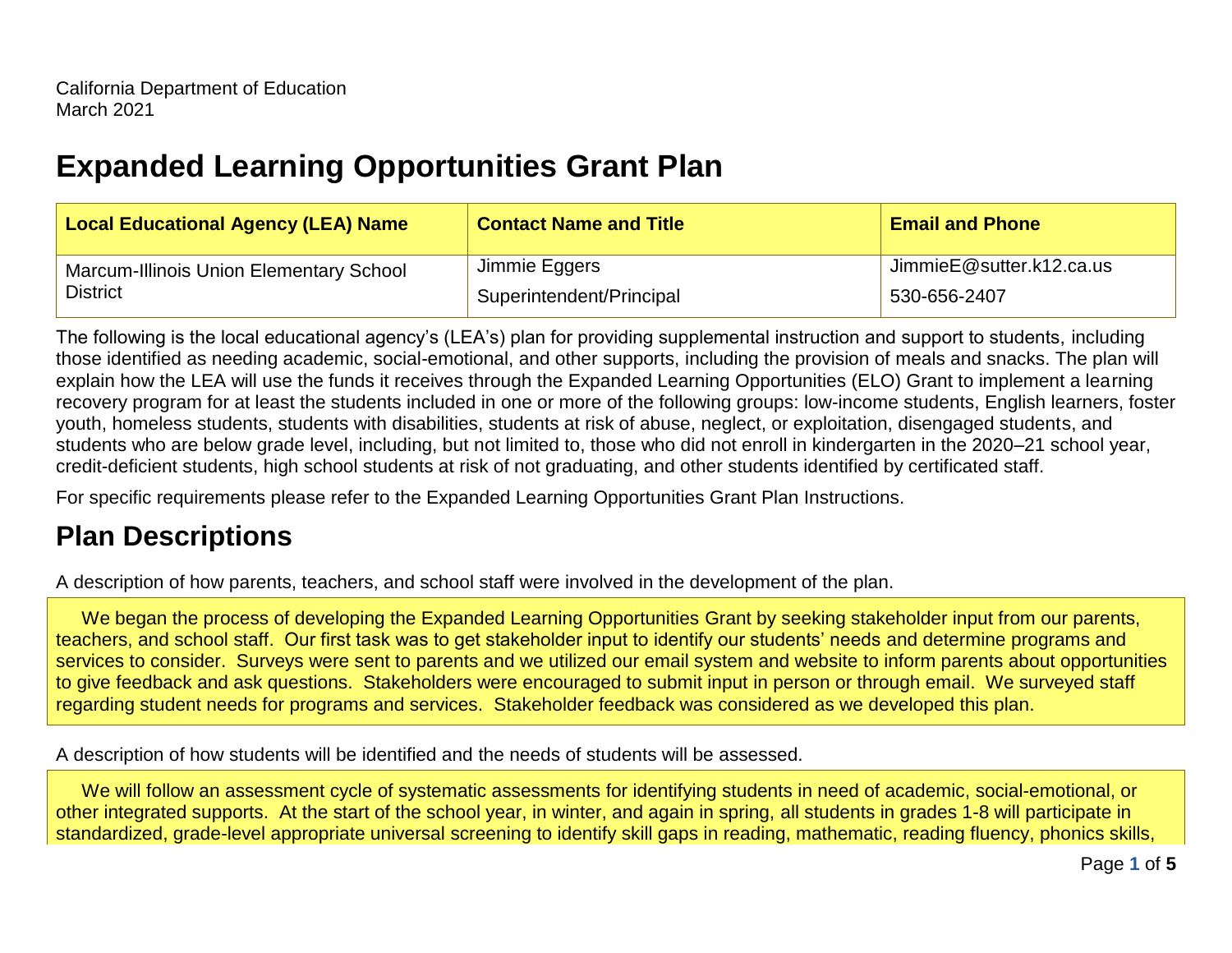California Department of Education
March 2021

# Expanded Learning Opportunities Grant Plan

| Local Educational Agency (LEA) Name | Contact Name and Title | Email and Phone |
| --- | --- | --- |
| Marcum-Illinois Union Elementary School District | Jimmie Eggers<br>Superintendent/Principal | JimmieE@sutter.k12.ca.us<br>530-656-2407 |

The following is the local educational agency's (LEA's) plan for providing supplemental instruction and support to students, including those identified as needing academic, social-emotional, and other supports, including the provision of meals and snacks. The plan will explain how the LEA will use the funds it receives through the Expanded Learning Opportunities (ELO) Grant to implement a learning recovery program for at least the students included in one or more of the following groups: low-income students, English learners, foster youth, homeless students, students with disabilities, students at risk of abuse, neglect, or exploitation, disengaged students, and students who are below grade level, including, but not limited to, those who did not enroll in kindergarten in the 2020–21 school year, credit-deficient students, high school students at risk of not graduating, and other students identified by certificated staff.

For specific requirements please refer to the Expanded Learning Opportunities Grant Plan Instructions.

## Plan Descriptions

A description of how parents, teachers, and school staff were involved in the development of the plan.

We began the process of developing the Expanded Learning Opportunities Grant by seeking stakeholder input from our parents, teachers, and school staff. Our first task was to get stakeholder input to identify our students' needs and determine programs and services to consider. Surveys were sent to parents and we utilized our email system and website to inform parents about opportunities to give feedback and ask questions. Stakeholders were encouraged to submit input in person or through email. We surveyed staff regarding student needs for programs and services. Stakeholder feedback was considered as we developed this plan.

A description of how students will be identified and the needs of students will be assessed.

We will follow an assessment cycle of systematic assessments for identifying students in need of academic, social-emotional, or other integrated supports. At the start of the school year, in winter, and again in spring, all students in grades 1-8 will participate in standardized, grade-level appropriate universal screening to identify skill gaps in reading, mathematic, reading fluency, phonics skills,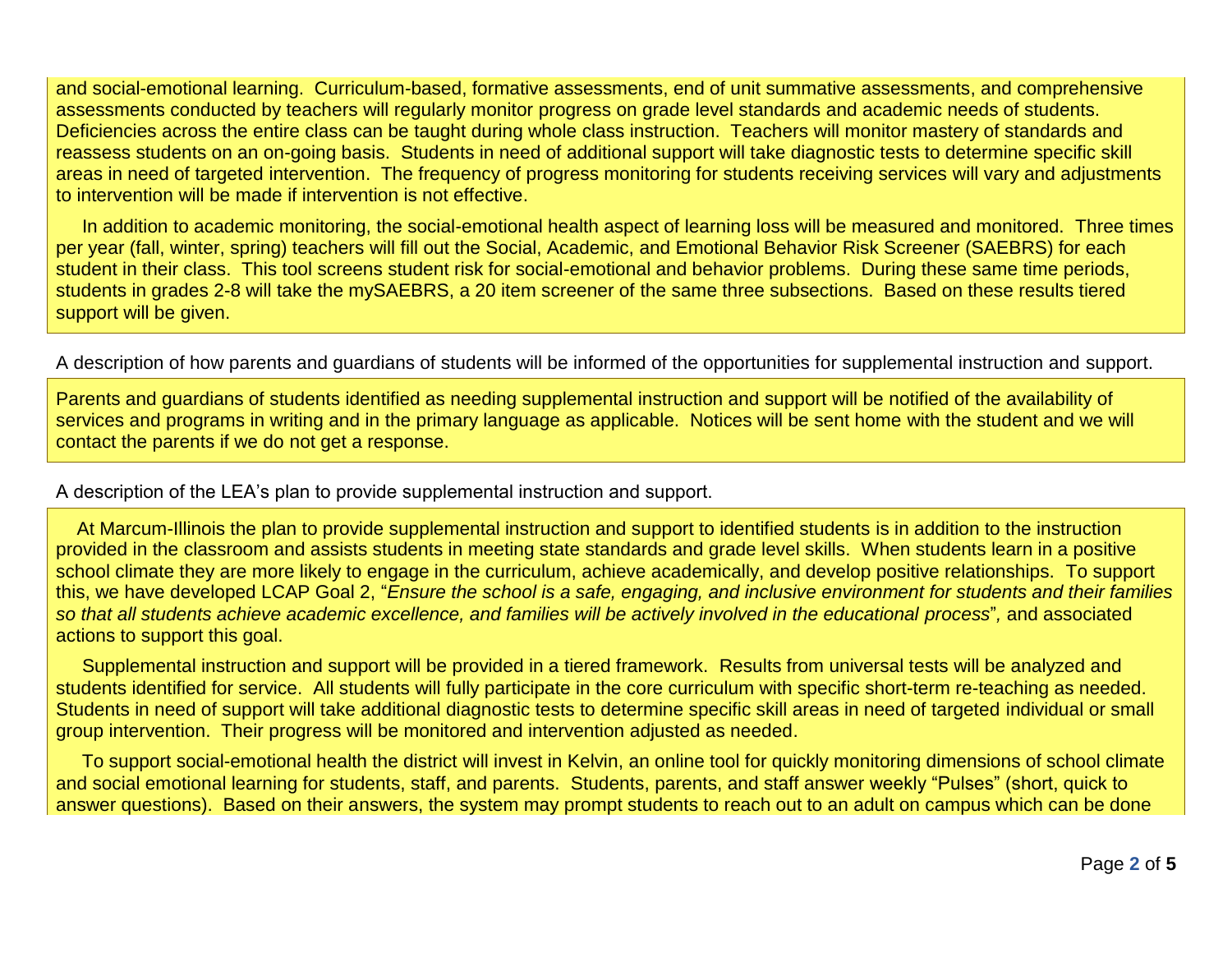and social-emotional learning. Curriculum-based, formative assessments, end of unit summative assessments, and comprehensive assessments conducted by teachers will regularly monitor progress on grade level standards and academic needs of students. Deficiencies across the entire class can be taught during whole class instruction. Teachers will monitor mastery of standards and reassess students on an on-going basis. Students in need of additional support will take diagnostic tests to determine specific skill areas in need of targeted intervention. The frequency of progress monitoring for students receiving services will vary and adjustments to intervention will be made if intervention is not effective.

In addition to academic monitoring, the social-emotional health aspect of learning loss will be measured and monitored. Three times per year (fall, winter, spring) teachers will fill out the Social, Academic, and Emotional Behavior Risk Screener (SAEBRS) for each student in their class. This tool screens student risk for social-emotional and behavior problems. During these same time periods, students in grades 2-8 will take the mySAEBRS, a 20 item screener of the same three subsections. Based on these results tiered support will be given.

A description of how parents and guardians of students will be informed of the opportunities for supplemental instruction and support.

Parents and guardians of students identified as needing supplemental instruction and support will be notified of the availability of services and programs in writing and in the primary language as applicable. Notices will be sent home with the student and we will contact the parents if we do not get a response.

A description of the LEA's plan to provide supplemental instruction and support.

At Marcum-Illinois the plan to provide supplemental instruction and support to identified students is in addition to the instruction provided in the classroom and assists students in meeting state standards and grade level skills. When students learn in a positive school climate they are more likely to engage in the curriculum, achieve academically, and develop positive relationships. To support this, we have developed LCAP Goal 2, "*Ensure the school is a safe, engaging, and inclusive environment for students and their families so that all students achieve academic excellence, and families will be actively involved in the educational process*", and associated actions to support this goal.

Supplemental instruction and support will be provided in a tiered framework. Results from universal tests will be analyzed and students identified for service. All students will fully participate in the core curriculum with specific short-term re-teaching as needed. Students in need of support will take additional diagnostic tests to determine specific skill areas in need of targeted individual or small group intervention. Their progress will be monitored and intervention adjusted as needed.

To support social-emotional health the district will invest in Kelvin, an online tool for quickly monitoring dimensions of school climate and social emotional learning for students, staff, and parents. Students, parents, and staff answer weekly "Pulses" (short, quick to answer questions). Based on their answers, the system may prompt students to reach out to an adult on campus which can be done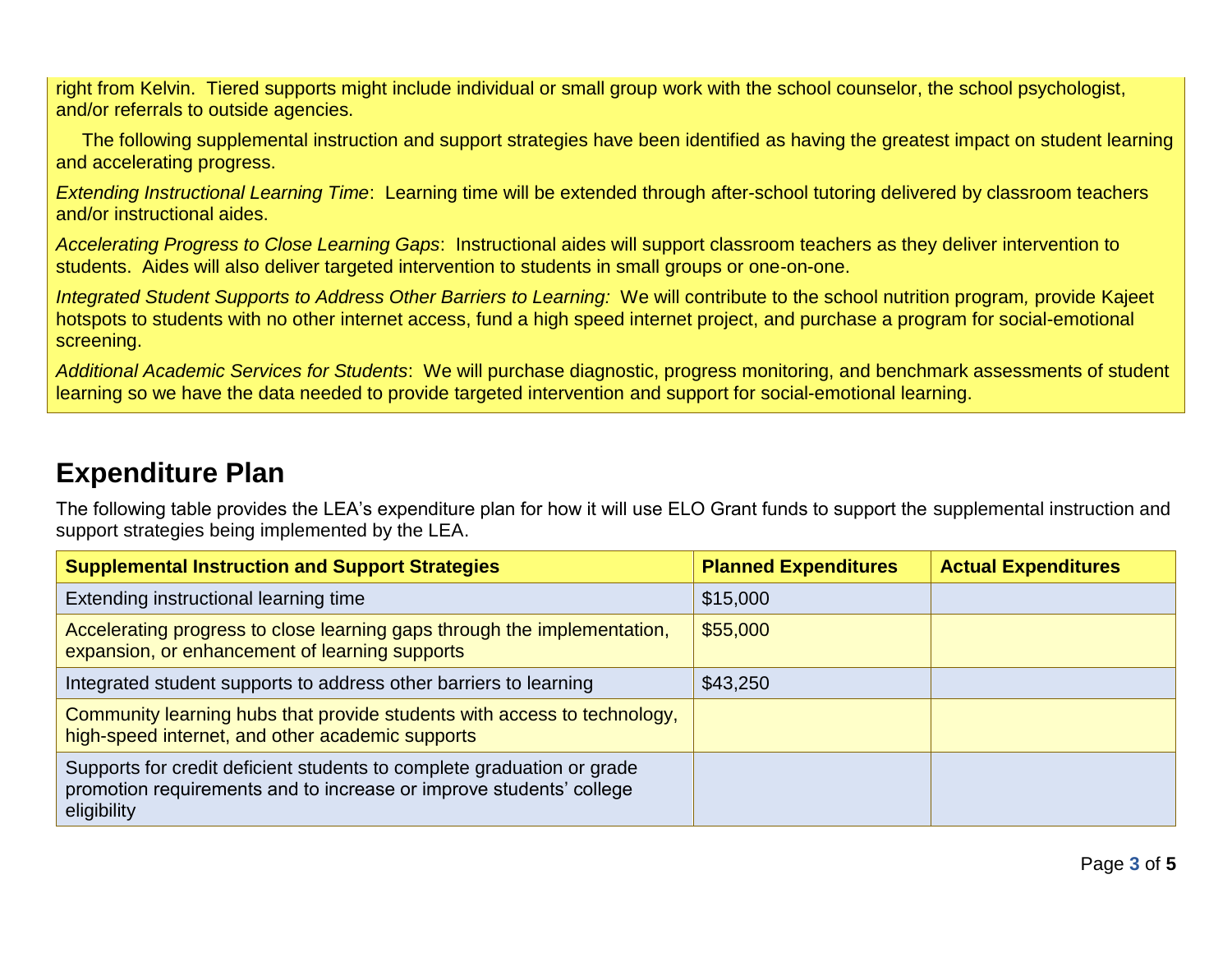right from Kelvin. Tiered supports might include individual or small group work with the school counselor, the school psychologist, and/or referrals to outside agencies.

The following supplemental instruction and support strategies have been identified as having the greatest impact on student learning and accelerating progress.

*Extending Instructional Learning Time*: Learning time will be extended through after-school tutoring delivered by classroom teachers and/or instructional aides.

*Accelerating Progress to Close Learning Gaps*: Instructional aides will support classroom teachers as they deliver intervention to students. Aides will also deliver targeted intervention to students in small groups or one-on-one.

*Integrated Student Supports to Address Other Barriers to Learning:* We will contribute to the school nutrition program, provide Kajeet hotspots to students with no other internet access, fund a high speed internet project, and purchase a program for social-emotional screening.

*Additional Academic Services for Students*: We will purchase diagnostic, progress monitoring, and benchmark assessments of student learning so we have the data needed to provide targeted intervention and support for social-emotional learning.

## Expenditure Plan

The following table provides the LEA's expenditure plan for how it will use ELO Grant funds to support the supplemental instruction and support strategies being implemented by the LEA.

| Supplemental Instruction and Support Strategies | Planned Expenditures | Actual Expenditures |
|---|---|---|
| Extending instructional learning time | $15,000 | |
| Accelerating progress to close learning gaps through the implementation, expansion, or enhancement of learning supports | $55,000 | |
| Integrated student supports to address other barriers to learning | $43,250 | |
| Community learning hubs that provide students with access to technology, high-speed internet, and other academic supports | | |
| Supports for credit deficient students to complete graduation or grade promotion requirements and to increase or improve students' college eligibility | | |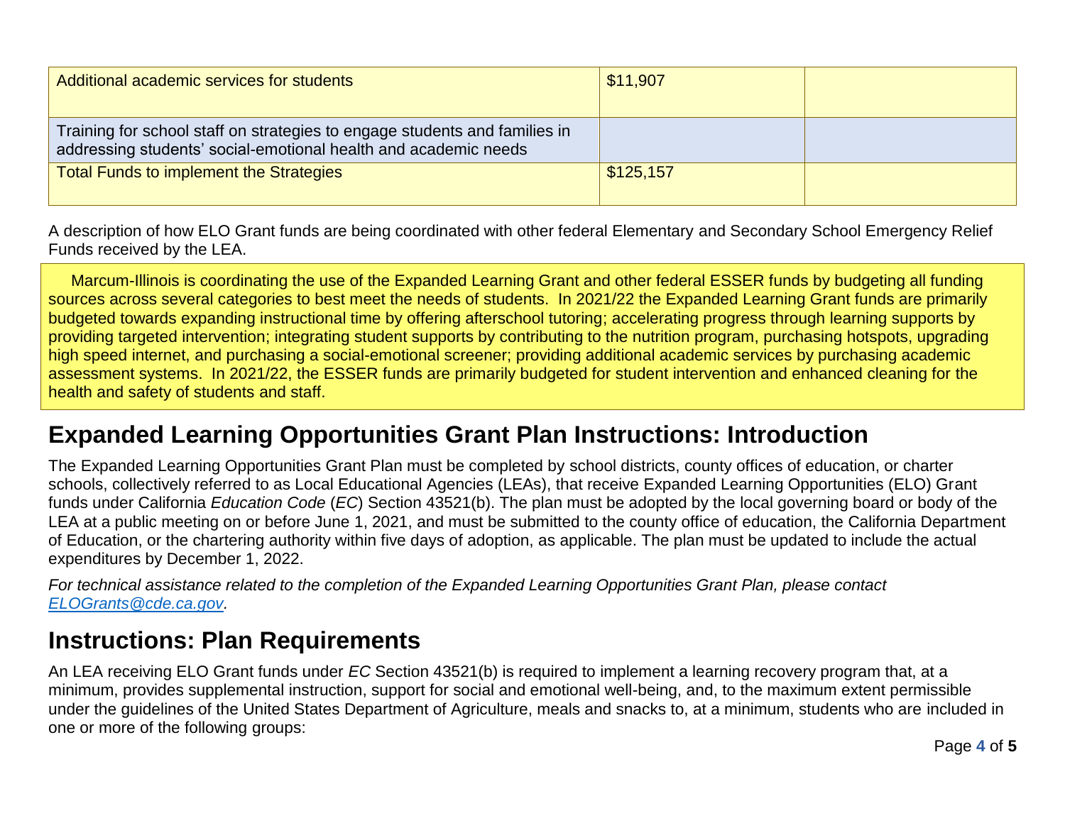| | | |
|---|---|---|
| Additional academic services for students | $11,907 | |
| Training for school staff on strategies to engage students and families in addressing students' social-emotional health and academic needs | | |
| Total Funds to implement the Strategies | $125,157 | |

A description of how ELO Grant funds are being coordinated with other federal Elementary and Secondary School Emergency Relief Funds received by the LEA.

Marcum-Illinois is coordinating the use of the Expanded Learning Grant and other federal ESSER funds by budgeting all funding sources across several categories to best meet the needs of students. In 2021/22 the Expanded Learning Grant funds are primarily budgeted towards expanding instructional time by offering afterschool tutoring; accelerating progress through learning supports by providing targeted intervention; integrating student supports by contributing to the nutrition program, purchasing hotspots, upgrading high speed internet, and purchasing a social-emotional screener; providing additional academic services by purchasing academic assessment systems. In 2021/22, the ESSER funds are primarily budgeted for student intervention and enhanced cleaning for the health and safety of students and staff.

## Expanded Learning Opportunities Grant Plan Instructions: Introduction

The Expanded Learning Opportunities Grant Plan must be completed by school districts, county offices of education, or charter schools, collectively referred to as Local Educational Agencies (LEAs), that receive Expanded Learning Opportunities (ELO) Grant funds under California *Education Code* (*EC*) Section 43521(b). The plan must be adopted by the local governing board or body of the LEA at a public meeting on or before June 1, 2021, and must be submitted to the county office of education, the California Department of Education, or the chartering authority within five days of adoption, as applicable. The plan must be updated to include the actual expenditures by December 1, 2022.

*For technical assistance related to the completion of the Expanded Learning Opportunities Grant Plan, please contact [ELOGrants@cde.ca.gov](mailto:ELOGrants@cde.ca.gov).*

## Instructions: Plan Requirements

An LEA receiving ELO Grant funds under *EC* Section 43521(b) is required to implement a learning recovery program that, at a minimum, provides supplemental instruction, support for social and emotional well-being, and, to the maximum extent permissible under the guidelines of the United States Department of Agriculture, meals and snacks to, at a minimum, students who are included in one or more of the following groups: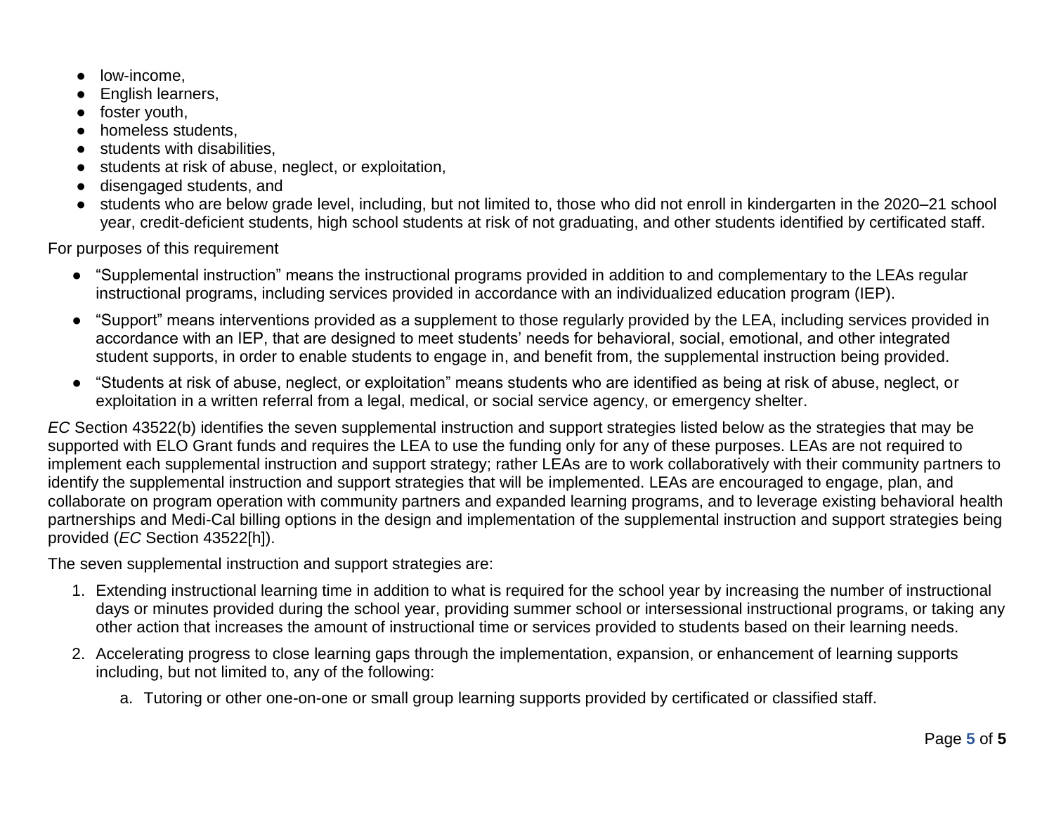- low-income,
- English learners,
- foster youth,
- homeless students,
- students with disabilities,
- students at risk of abuse, neglect, or exploitation,
- disengaged students, and
- students who are below grade level, including, but not limited to, those who did not enroll in kindergarten in the 2020–21 school year, credit-deficient students, high school students at risk of not graduating, and other students identified by certificated staff.

For purposes of this requirement

- "Supplemental instruction" means the instructional programs provided in addition to and complementary to the LEAs regular instructional programs, including services provided in accordance with an individualized education program (IEP).
- "Support" means interventions provided as a supplement to those regularly provided by the LEA, including services provided in accordance with an IEP, that are designed to meet students' needs for behavioral, social, emotional, and other integrated student supports, in order to enable students to engage in, and benefit from, the supplemental instruction being provided.
- "Students at risk of abuse, neglect, or exploitation" means students who are identified as being at risk of abuse, neglect, or exploitation in a written referral from a legal, medical, or social service agency, or emergency shelter.

*EC* Section 43522(b) identifies the seven supplemental instruction and support strategies listed below as the strategies that may be supported with ELO Grant funds and requires the LEA to use the funding only for any of these purposes. LEAs are not required to implement each supplemental instruction and support strategy; rather LEAs are to work collaboratively with their community partners to identify the supplemental instruction and support strategies that will be implemented. LEAs are encouraged to engage, plan, and collaborate on program operation with community partners and expanded learning programs, and to leverage existing behavioral health partnerships and Medi-Cal billing options in the design and implementation of the supplemental instruction and support strategies being provided (*EC* Section 43522[h]).

The seven supplemental instruction and support strategies are:

1. Extending instructional learning time in addition to what is required for the school year by increasing the number of instructional days or minutes provided during the school year, providing summer school or intersessional instructional programs, or taking any other action that increases the amount of instructional time or services provided to students based on their learning needs.
2. Accelerating progress to close learning gaps through the implementation, expansion, or enhancement of learning supports including, but not limited to, any of the following:
    a. Tutoring or other one-on-one or small group learning supports provided by certificated or classified staff.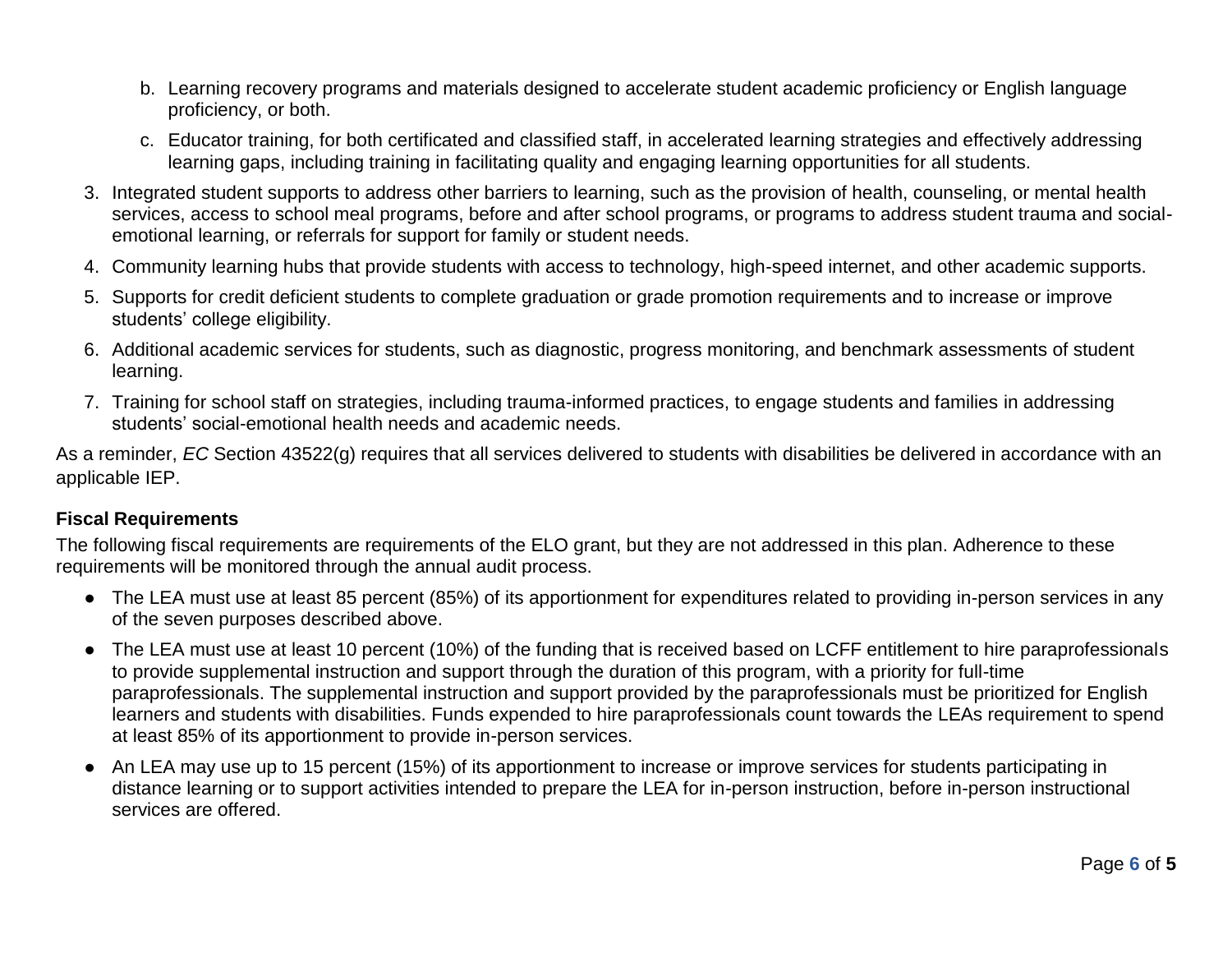b. Learning recovery programs and materials designed to accelerate student academic proficiency or English language proficiency, or both.

c. Educator training, for both certificated and classified staff, in accelerated learning strategies and effectively addressing learning gaps, including training in facilitating quality and engaging learning opportunities for all students.

3. Integrated student supports to address other barriers to learning, such as the provision of health, counseling, or mental health services, access to school meal programs, before and after school programs, or programs to address student trauma and social-emotional learning, or referrals for support for family or student needs.
4. Community learning hubs that provide students with access to technology, high-speed internet, and other academic supports.
5. Supports for credit deficient students to complete graduation or grade promotion requirements and to increase or improve students' college eligibility.
6. Additional academic services for students, such as diagnostic, progress monitoring, and benchmark assessments of student learning.
7. Training for school staff on strategies, including trauma-informed practices, to engage students and families in addressing students' social-emotional health needs and academic needs.

As a reminder, *EC* Section 43522(g) requires that all services delivered to students with disabilities be delivered in accordance with an applicable IEP.

**Fiscal Requirements**

The following fiscal requirements are requirements of the ELO grant, but they are not addressed in this plan. Adherence to these requirements will be monitored through the annual audit process.

- The LEA must use at least 85 percent (85%) of its apportionment for expenditures related to providing in-person services in any of the seven purposes described above.
- The LEA must use at least 10 percent (10%) of the funding that is received based on LCFF entitlement to hire paraprofessionals to provide supplemental instruction and support through the duration of this program, with a priority for full-time paraprofessionals. The supplemental instruction and support provided by the paraprofessionals must be prioritized for English learners and students with disabilities. Funds expended to hire paraprofessionals count towards the LEAs requirement to spend at least 85% of its apportionment to provide in-person services.
- An LEA may use up to 15 percent (15%) of its apportionment to increase or improve services for students participating in distance learning or to support activities intended to prepare the LEA for in-person instruction, before in-person instructional services are offered.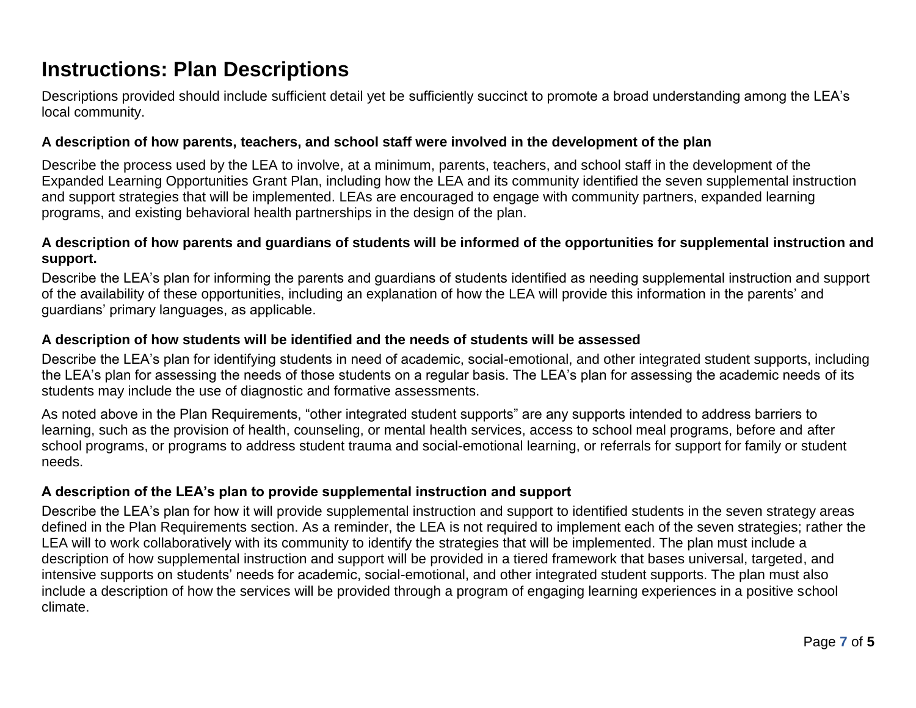# Instructions: Plan Descriptions

Descriptions provided should include sufficient detail yet be sufficiently succinct to promote a broad understanding among the LEA's local community.

### A description of how parents, teachers, and school staff were involved in the development of the plan

Describe the process used by the LEA to involve, at a minimum, parents, teachers, and school staff in the development of the Expanded Learning Opportunities Grant Plan, including how the LEA and its community identified the seven supplemental instruction and support strategies that will be implemented. LEAs are encouraged to engage with community partners, expanded learning programs, and existing behavioral health partnerships in the design of the plan.

### A description of how parents and guardians of students will be informed of the opportunities for supplemental instruction and support.

Describe the LEA's plan for informing the parents and guardians of students identified as needing supplemental instruction and support of the availability of these opportunities, including an explanation of how the LEA will provide this information in the parents' and guardians' primary languages, as applicable.

### A description of how students will be identified and the needs of students will be assessed

Describe the LEA's plan for identifying students in need of academic, social-emotional, and other integrated student supports, including the LEA's plan for assessing the needs of those students on a regular basis. The LEA's plan for assessing the academic needs of its students may include the use of diagnostic and formative assessments.

As noted above in the Plan Requirements, "other integrated student supports" are any supports intended to address barriers to learning, such as the provision of health, counseling, or mental health services, access to school meal programs, before and after school programs, or programs to address student trauma and social-emotional learning, or referrals for support for family or student needs.

### A description of the LEA's plan to provide supplemental instruction and support

Describe the LEA's plan for how it will provide supplemental instruction and support to identified students in the seven strategy areas defined in the Plan Requirements section. As a reminder, the LEA is not required to implement each of the seven strategies; rather the LEA will to work collaboratively with its community to identify the strategies that will be implemented. The plan must include a description of how supplemental instruction and support will be provided in a tiered framework that bases universal, targeted, and intensive supports on students' needs for academic, social-emotional, and other integrated student supports. The plan must also include a description of how the services will be provided through a program of engaging learning experiences in a positive school climate.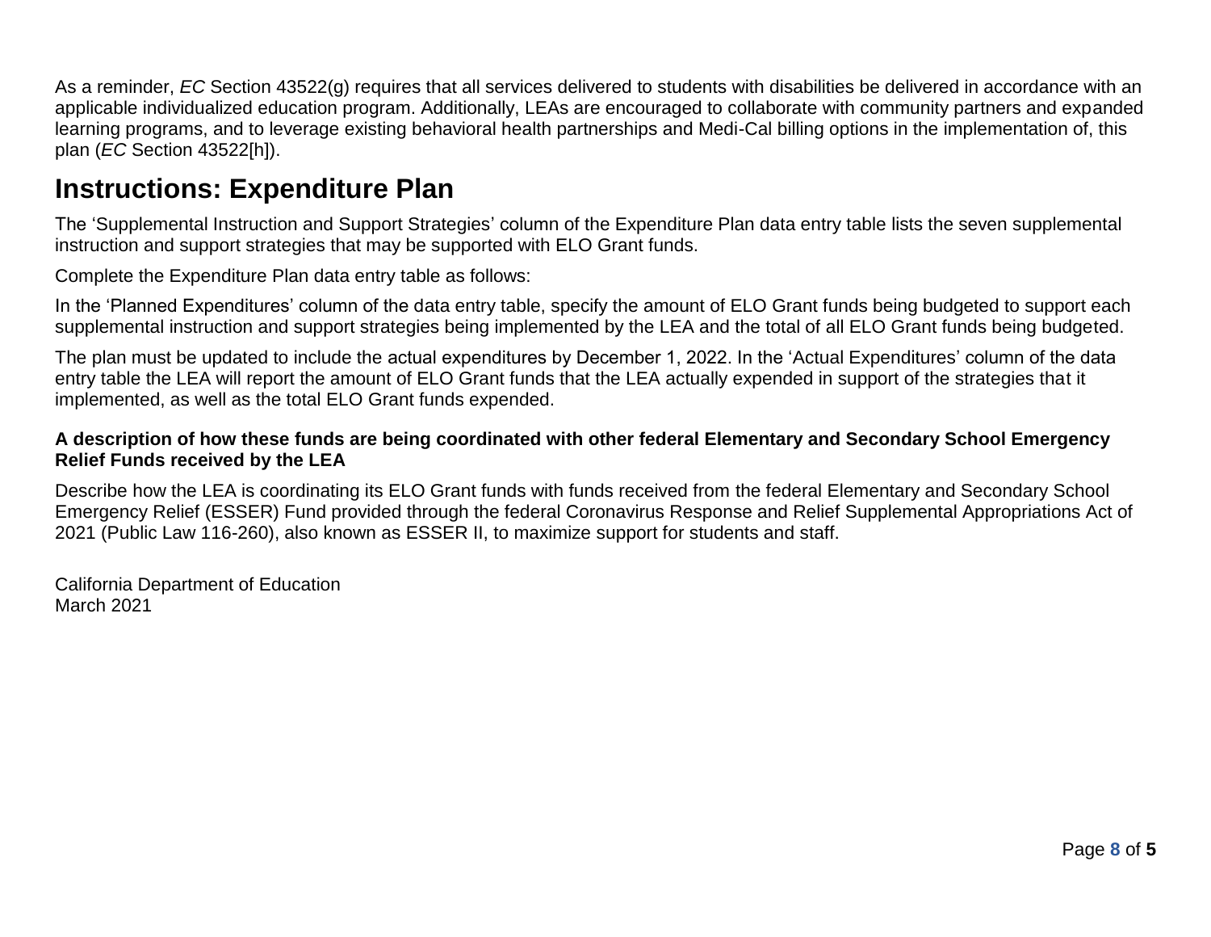As a reminder, *EC* Section 43522(g) requires that all services delivered to students with disabilities be delivered in accordance with an applicable individualized education program. Additionally, LEAs are encouraged to collaborate with community partners and expanded learning programs, and to leverage existing behavioral health partnerships and Medi-Cal billing options in the implementation of, this plan (*EC* Section 43522[h]).

## Instructions: Expenditure Plan

The 'Supplemental Instruction and Support Strategies' column of the Expenditure Plan data entry table lists the seven supplemental instruction and support strategies that may be supported with ELO Grant funds.

Complete the Expenditure Plan data entry table as follows:

In the 'Planned Expenditures' column of the data entry table, specify the amount of ELO Grant funds being budgeted to support each supplemental instruction and support strategies being implemented by the LEA and the total of all ELO Grant funds being budgeted.

The plan must be updated to include the actual expenditures by December 1, 2022. In the 'Actual Expenditures' column of the data entry table the LEA will report the amount of ELO Grant funds that the LEA actually expended in support of the strategies that it implemented, as well as the total ELO Grant funds expended.

**A description of how these funds are being coordinated with other federal Elementary and Secondary School Emergency Relief Funds received by the LEA**

Describe how the LEA is coordinating its ELO Grant funds with funds received from the federal Elementary and Secondary School Emergency Relief (ESSER) Fund provided through the federal Coronavirus Response and Relief Supplemental Appropriations Act of 2021 (Public Law 116-260), also known as ESSER II, to maximize support for students and staff.

California Department of Education
March 2021